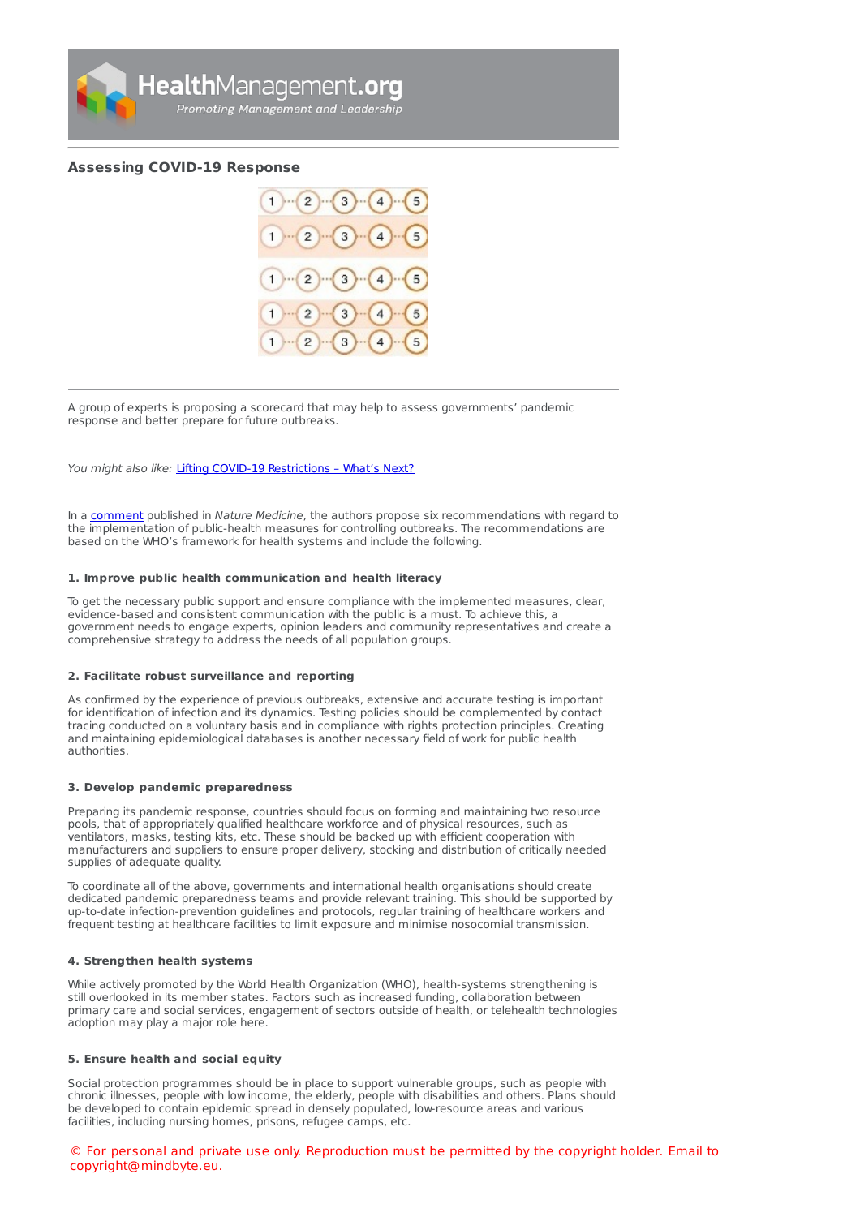## Assessing COVID-19 Response

A group of experts is proposing a scorecard that may help to assess governments' pandemic response and better prepare for future outbreaks.

*You might also like:* Lifting COVID-19 Restrictions – What's Next?

In a comment published in *Nature Medicine*, the authors propose six recommendations with regard to the implementation of public-health measures for controlling outbreaks. The recommendations are based on the WHO's framework for health systems and include the following.

### 1. Improve public health communication and health literacy

To get the necessary public support and ensure compliance with the implemented measures, clear, evidence-based and consistent communication with the public is a must. To achieve this, a government needs to engage experts, opinion leaders and community representatives and create a comprehensive strategy to address the needs of all population groups.

### 2. Facilitate robust surveillance and reporting

As confirmed by the experience of previous outbreaks, extensive and accurate testing is important for identification of infection and its dynamics. Testing policies should be complemented by contact tracing conducted on a voluntary basis and in compliance with rights protection principles. Creating and maintaining epidemiological databases is another necessary field of work for public health authorities.

### 3. Develop pandemic preparedness

Preparing its pandemic response, countries should focus on forming and maintaining two resource pools, that of appropriately qualified healthcare workforce and of physical resources, such as ventilators, masks, testing kits, etc. These should be backed up with efficient cooperation with manufacturers and suppliers to ensure proper delivery, stocking and distribution of critically needed supplies of adequate quality.

To coordinate all of the above, governments and international health organisations should create dedicated pandemic preparedness teams and provide relevant training. This should be supported by up-to-date infection-prevention guidelines and protocols, regular training of healthcare workers and frequent testing at healthcare facilities to limit exposure and minimise nosocomial transmission.

### 4. Strengthen health systems

While actively promoted by the World Health Organization (WHO), health-systems strengthening is still overlooked in its member states. Factors such as increased funding, collaboration between primary care and social services, engagement of sectors outside of health, or telehealth technologies adoption may play a major role here.

### 5. Ensure health and social equity

Social protection programmes should be in place to support vulnerable groups, such as people with chronic illnesses, people with low income, the elderly, people with disabilities and others. Plans should be developed to contain epidemic spread in densely populated, low-resource areas and various facilities, including nursing homes, prisons, refugee camps, etc.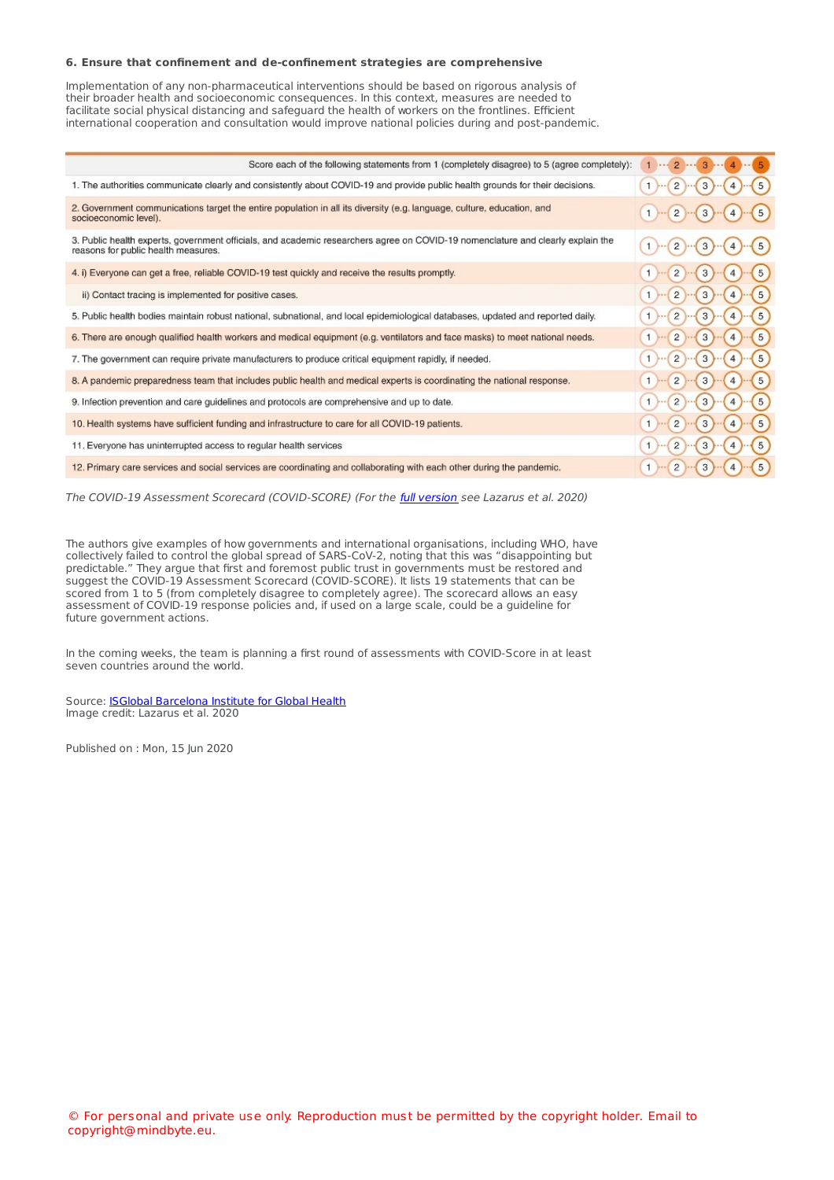**6. Ensure that confinement and de-confinement strategies are comprehensive**

Implementation of any non-pharmaceutical interventions should be based on rigorous analysis of their broader health and socioeconomic consequences. In this context, measures are needed to facilitate social physical distancing and safeguard the health of workers on the frontlines. Efficient international cooperation and consultation would improve national policies during and post-pandemic.

| Score each of the following statements from 1 (completely disagree) to 5 (agree completely): | 1 | 2 | 3 | 4 | 5 |
|---|---|---|---|---|---|
| 1. The authorities communicate clearly and consistently about COVID-19 and provide public health grounds for their decisions. | 1 | 2 | 3 | 4 | 5 |
| 2. Government communications target the entire population in all its diversity (e.g. language, culture, education, and socioeconomic level). | 1 | 2 | 3 | 4 | 5 |
| 3. Public health experts, government officials, and academic researchers agree on COVID-19 nomenclature and clearly explain the reasons for public health measures. | 1 | 2 | 3 | 4 | 5 |
| 4. i) Everyone can get a free, reliable COVID-19 test quickly and receive the results promptly. | 1 | 2 | 3 | 4 | 5 |
| ii) Contact tracing is implemented for positive cases. | 1 | 2 | 3 | 4 | 5 |
| 5. Public health bodies maintain robust national, subnational, and local epidemiological databases, updated and reported daily. | 1 | 2 | 3 | 4 | 5 |
| 6. There are enough qualified health workers and medical equipment (e.g. ventilators and face masks) to meet national needs. | 1 | 2 | 3 | 4 | 5 |
| 7. The government can require private manufacturers to produce critical equipment rapidly, if needed. | 1 | 2 | 3 | 4 | 5 |
| 8. A pandemic preparedness team that includes public health and medical experts is coordinating the national response. | 1 | 2 | 3 | 4 | 5 |
| 9. Infection prevention and care guidelines and protocols are comprehensive and up to date. | 1 | 2 | 3 | 4 | 5 |
| 10. Health systems have sufficient funding and infrastructure to care for all COVID-19 patients. | 1 | 2 | 3 | 4 | 5 |
| 11. Everyone has uninterrupted access to regular health services | 1 | 2 | 3 | 4 | 5 |
| 12. Primary care services and social services are coordinating and collaborating with each other during the pandemic. | 1 | 2 | 3 | 4 | 5 |

*The COVID-19 Assessment Scorecard (COVID-SCORE) (For the full version see Lazarus et al. 2020)*

The authors give examples of how governments and international organisations, including WHO, have collectively failed to control the global spread of SARS-CoV-2, noting that this was "disappointing but predictable." They argue that first and foremost public trust in governments must be restored and suggest the COVID-19 Assessment Scorecard (COVID-SCORE). It lists 19 statements that can be scored from 1 to 5 (from completely disagree to completely agree). The scorecard allows an easy assessment of COVID-19 response policies and, if used on a large scale, could be a guideline for future government actions.

In the coming weeks, the team is planning a first round of assessments with COVID-Score in at least seven countries around the world.

Source: ISGlobal Barcelona Institute for Global Health
Image credit: Lazarus et al. 2020

Published on : Mon, 15 Jun 2020

© For personal and private use only. Reproduction must be permitted by the copyright holder. Email to copyright@mindbyte.eu.